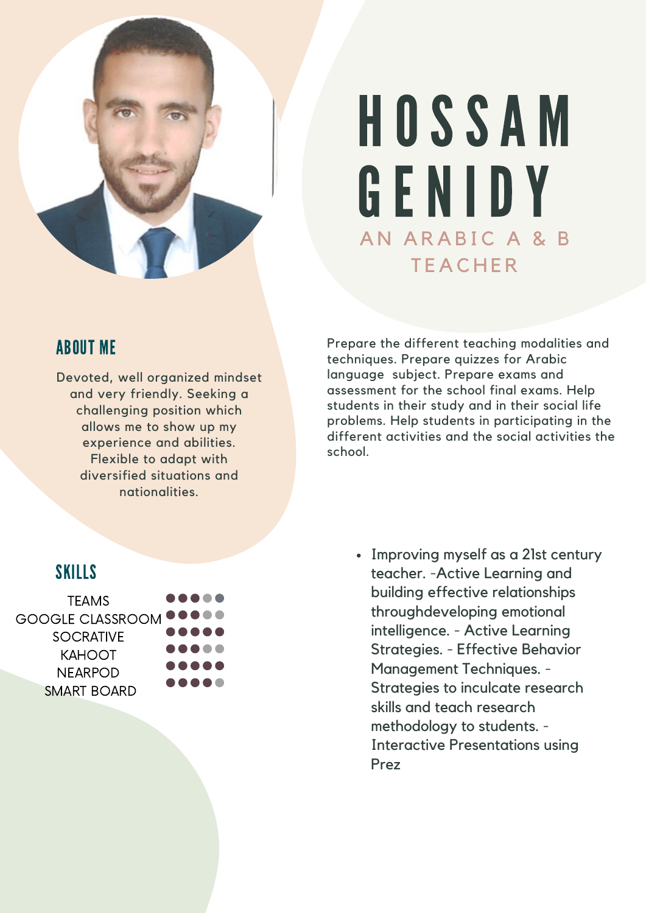# HOSSAM GENIDY

### AN ARABIC A & B TEACHER

## ABOUT ME

Devoted, well organized mindset and very friendly. Seeking a challenging position which allows me to show up my experience and abilities. Flexible to adapt with diversified situations and nationalities.

Prepare the different teaching modalities and techniques. Prepare quizzes for Arabic language subject. Prepare exams and assessment for the school final exams. Help students in their study and in their social life problems. Help students in participating in the different activities and the social activities the school.

## SKILLS

| Skill | Level |
|---|---|
| TEAMS | ●●●●● |
| GOOGLE CLASSROOM | ●●●○○ |
| SOCRATIVE | ●●●●● |
| KAHOOT | ●●●○○ |
| NEARPOD | ●●●●● |
| SMART BOARD | ●●●●○ |

- Improving myself as a 21st century teacher. -Active Learning and building effective relationships throughdeveloping emotional intelligence. - Active Learning Strategies. - Effective Behavior Management Techniques. - Strategies to inculcate research skills and teach research methodology to students. - Interactive Presentations using Prez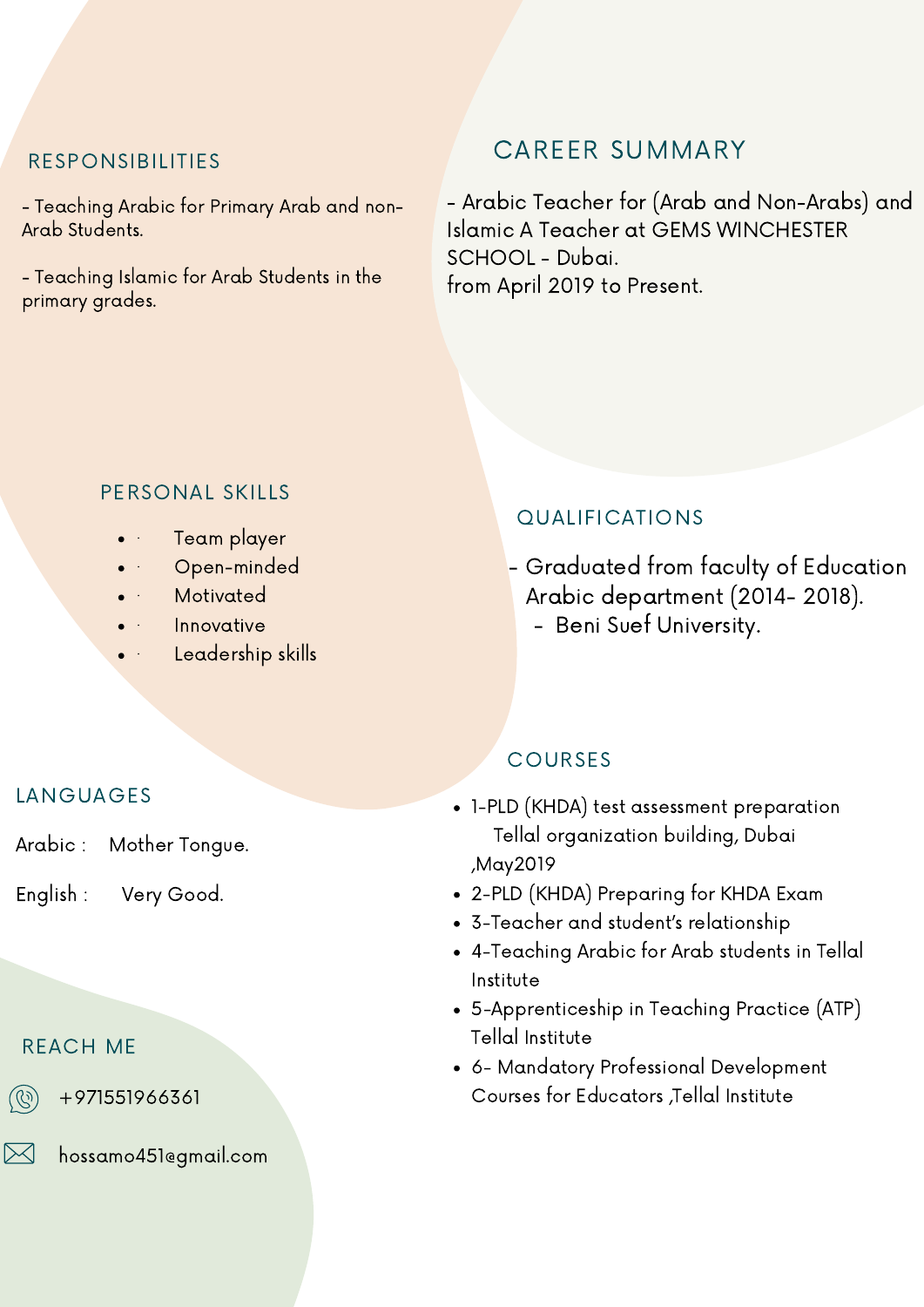## RESPONSIBILITIES

- Teaching Arabic for Primary Arab and non-Arab Students.

- Teaching Islamic for Arab Students in the primary grades.

## CAREER SUMMARY

- Arabic Teacher for (Arab and Non-Arabs) and Islamic A Teacher at GEMS WINCHESTER SCHOOL - Dubai.
from April 2019 to Present.

## PERSONAL SKILLS

- Team player
- Open-minded
- Motivated
- Innovative
- Leadership skills

## QUALIFICATIONS

- Graduated from faculty of Education Arabic department (2014- 2018).
  - Beni Suef University.

## LANGUAGES

Arabic : Mother Tongue.

English : Very Good.

## COURSES

- 1-PLD (KHDA) test assessment preparation Tellal organization building, Dubai ,May2019
- 2-PLD (KHDA) Preparing for KHDA Exam
- 3-Teacher and student's relationship
- 4-Teaching Arabic for Arab students in Tellal Institute
- 5-Apprenticeship in Teaching Practice (ATP) Tellal Institute
- 6- Mandatory Professional Development Courses for Educators ,Tellal Institute

## REACH ME

+971551966361

hossamo451@gmail.com